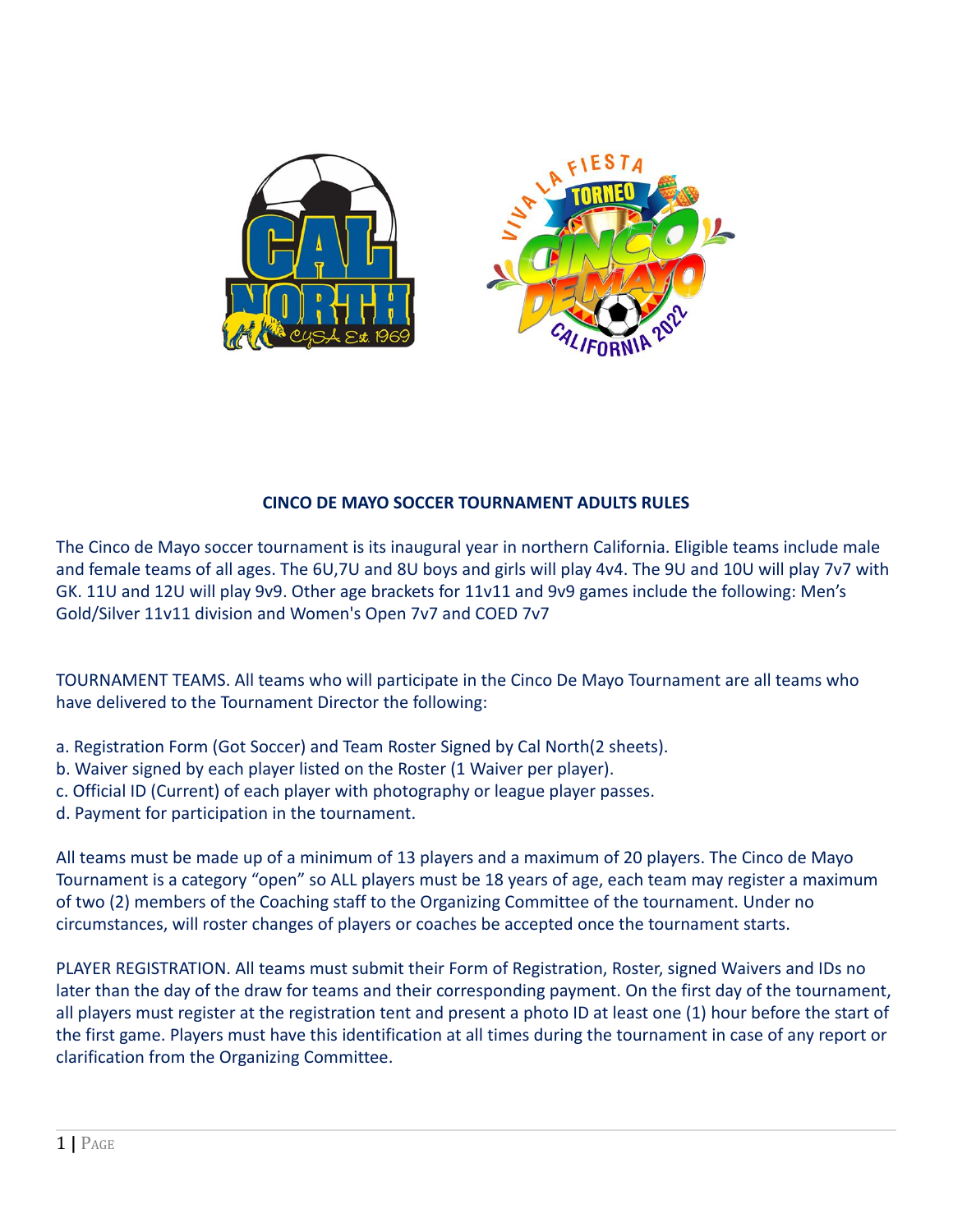## CINCO DE MAYO SOCCER TOURNAMENT ADULTS RULES

The Cinco de Mayo soccer tournament is its inaugural year in northern California. Eligible teams include male and female teams of all ages. The 6U,7U and 8U boys and girls will play 4v4. The 9U and 10U will play 7v7 with GK. 11U and 12U will play 9v9. Other age brackets for 11v11 and 9v9 games include the following: Men's Gold/Silver 11v11 division and Women's Open 7v7 and COED 7v7

TOURNAMENT TEAMS. All teams who will participate in the Cinco De Mayo Tournament are all teams who have delivered to the Tournament Director the following:

a. Registration Form (Got Soccer) and Team Roster Signed by Cal North(2 sheets).
b. Waiver signed by each player listed on the Roster (1 Waiver per player).
c. Official ID (Current) of each player with photography or league player passes.
d. Payment for participation in the tournament.

All teams must be made up of a minimum of 13 players and a maximum of 20 players. The Cinco de Mayo Tournament is a category "open" so ALL players must be 18 years of age, each team may register a maximum of two (2) members of the Coaching staff to the Organizing Committee of the tournament. Under no circumstances, will roster changes of players or coaches be accepted once the tournament starts.

PLAYER REGISTRATION. All teams must submit their Form of Registration, Roster, signed Waivers and IDs no later than the day of the draw for teams and their corresponding payment. On the first day of the tournament, all players must register at the registration tent and present a photo ID at least one (1) hour before the start of the first game. Players must have this identification at all times during the tournament in case of any report or clarification from the Organizing Committee.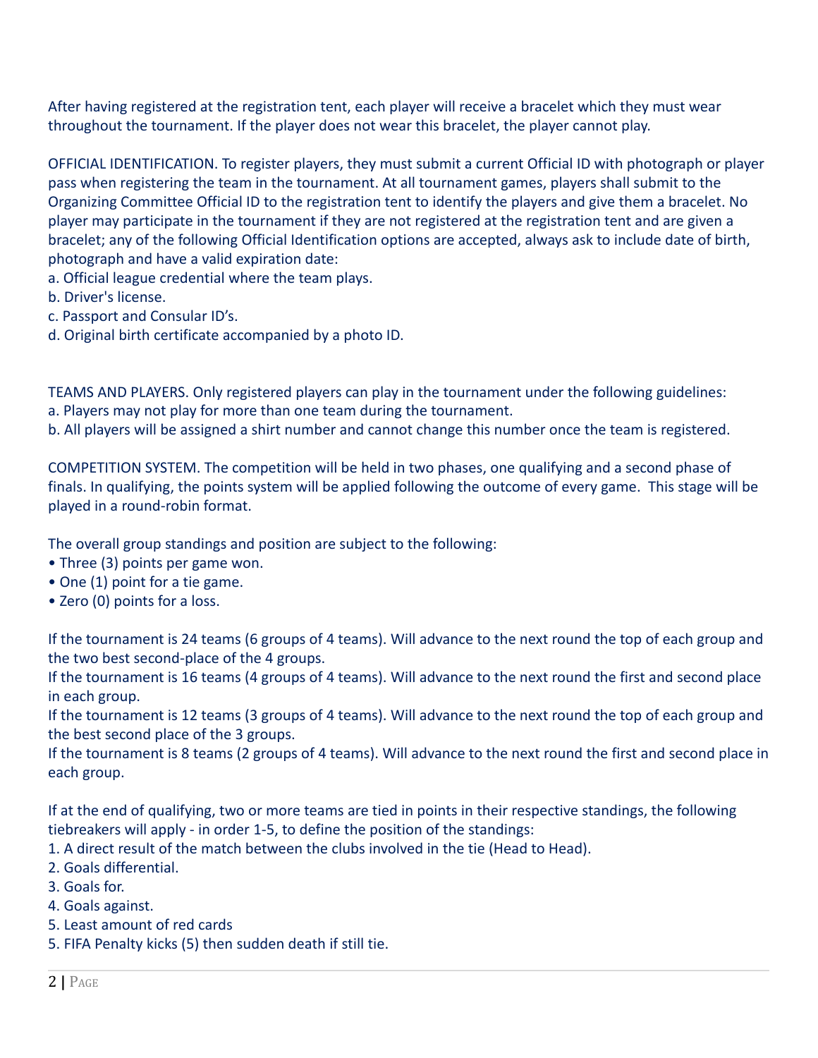After having registered at the registration tent, each player will receive a bracelet which they must wear throughout the tournament. If the player does not wear this bracelet, the player cannot play.

OFFICIAL IDENTIFICATION. To register players, they must submit a current Official ID with photograph or player pass when registering the team in the tournament. At all tournament games, players shall submit to the Organizing Committee Official ID to the registration tent to identify the players and give them a bracelet. No player may participate in the tournament if they are not registered at the registration tent and are given a bracelet; any of the following Official Identification options are accepted, always ask to include date of birth, photograph and have a valid expiration date:

a. Official league credential where the team plays.
b. Driver's license.
c. Passport and Consular ID's.
d. Original birth certificate accompanied by a photo ID.

TEAMS AND PLAYERS. Only registered players can play in the tournament under the following guidelines:

a. Players may not play for more than one team during the tournament.
b. All players will be assigned a shirt number and cannot change this number once the team is registered.

COMPETITION SYSTEM. The competition will be held in two phases, one qualifying and a second phase of finals. In qualifying, the points system will be applied following the outcome of every game. This stage will be played in a round-robin format.

The overall group standings and position are subject to the following:

- Three (3) points per game won.
- One (1) point for a tie game.
- Zero (0) points for a loss.

If the tournament is 24 teams (6 groups of 4 teams). Will advance to the next round the top of each group and the two best second-place of the 4 groups.
If the tournament is 16 teams (4 groups of 4 teams). Will advance to the next round the first and second place in each group.
If the tournament is 12 teams (3 groups of 4 teams). Will advance to the next round the top of each group and the best second place of the 3 groups.
If the tournament is 8 teams (2 groups of 4 teams). Will advance to the next round the first and second place in each group.

If at the end of qualifying, two or more teams are tied in points in their respective standings, the following tiebreakers will apply - in order 1-5, to define the position of the standings:

1. A direct result of the match between the clubs involved in the tie (Head to Head).
2. Goals differential.
3. Goals for.
4. Goals against.
5. Least amount of red cards
5. FIFA Penalty kicks (5) then sudden death if still tie.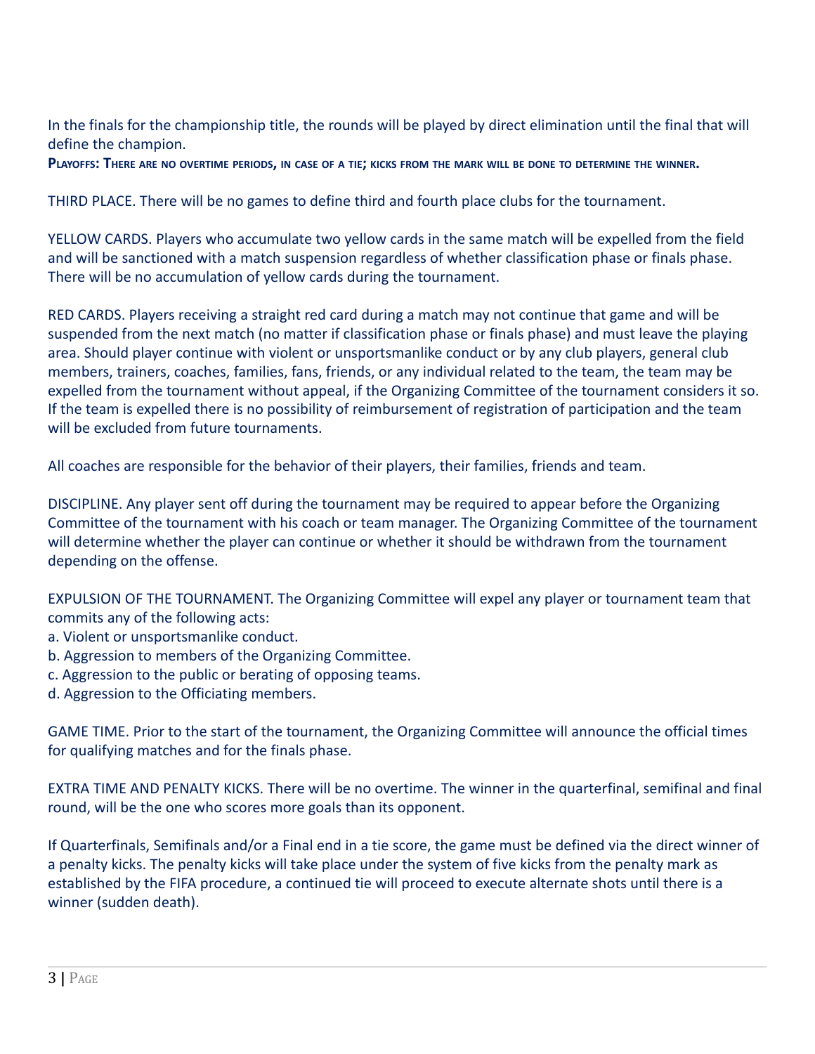In the finals for the championship title, the rounds will be played by direct elimination until the final that will define the champion.

**PLAYOFFS: THERE ARE NO OVERTIME PERIODS, IN CASE OF A TIE; KICKS FROM THE MARK WILL BE DONE TO DETERMINE THE WINNER.**

THIRD PLACE. There will be no games to define third and fourth place clubs for the tournament.

YELLOW CARDS. Players who accumulate two yellow cards in the same match will be expelled from the field and will be sanctioned with a match suspension regardless of whether classification phase or finals phase. There will be no accumulation of yellow cards during the tournament.

RED CARDS. Players receiving a straight red card during a match may not continue that game and will be suspended from the next match (no matter if classification phase or finals phase) and must leave the playing area. Should player continue with violent or unsportsmanlike conduct or by any club players, general club members, trainers, coaches, families, fans, friends, or any individual related to the team, the team may be expelled from the tournament without appeal, if the Organizing Committee of the tournament considers it so. If the team is expelled there is no possibility of reimbursement of registration of participation and the team will be excluded from future tournaments.

All coaches are responsible for the behavior of their players, their families, friends and team.

DISCIPLINE. Any player sent off during the tournament may be required to appear before the Organizing Committee of the tournament with his coach or team manager. The Organizing Committee of the tournament will determine whether the player can continue or whether it should be withdrawn from the tournament depending on the offense.

EXPULSION OF THE TOURNAMENT. The Organizing Committee will expel any player or tournament team that commits any of the following acts:

a. Violent or unsportsmanlike conduct.
b. Aggression to members of the Organizing Committee.
c. Aggression to the public or berating of opposing teams.
d. Aggression to the Officiating members.

GAME TIME. Prior to the start of the tournament, the Organizing Committee will announce the official times for qualifying matches and for the finals phase.

EXTRA TIME AND PENALTY KICKS. There will be no overtime. The winner in the quarterfinal, semifinal and final round, will be the one who scores more goals than its opponent.

If Quarterfinals, Semifinals and/or a Final end in a tie score, the game must be defined via the direct winner of a penalty kicks. The penalty kicks will take place under the system of five kicks from the penalty mark as established by the FIFA procedure, a continued tie will proceed to execute alternate shots until there is a winner (sudden death).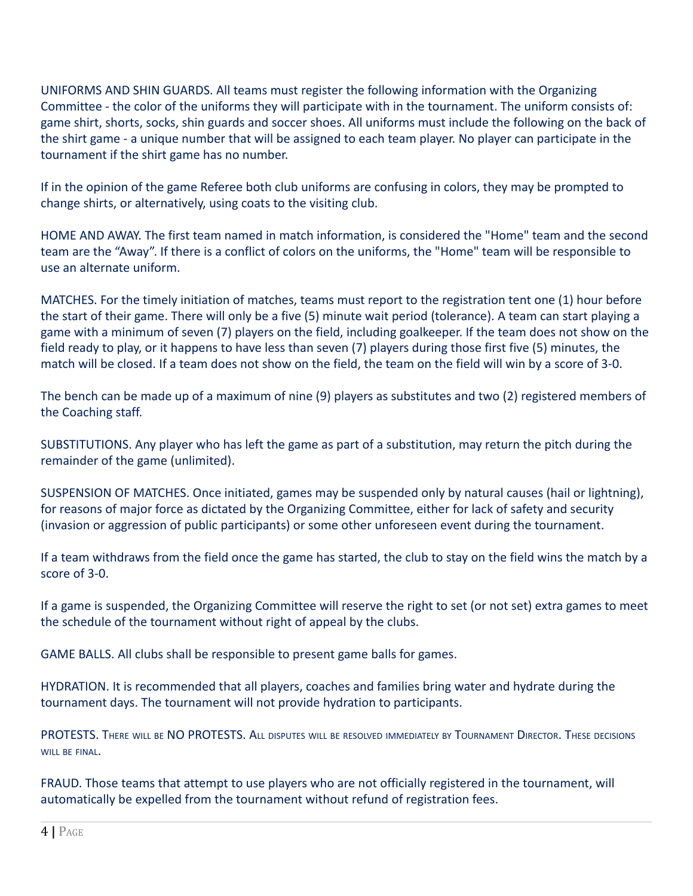UNIFORMS AND SHIN GUARDS. All teams must register the following information with the Organizing Committee - the color of the uniforms they will participate with in the tournament. The uniform consists of: game shirt, shorts, socks, shin guards and soccer shoes. All uniforms must include the following on the back of the shirt game - a unique number that will be assigned to each team player. No player can participate in the tournament if the shirt game has no number.

If in the opinion of the game Referee both club uniforms are confusing in colors, they may be prompted to change shirts, or alternatively, using coats to the visiting club.

HOME AND AWAY. The first team named in match information, is considered the "Home" team and the second team are the "Away". If there is a conflict of colors on the uniforms, the "Home" team will be responsible to use an alternate uniform.

MATCHES. For the timely initiation of matches, teams must report to the registration tent one (1) hour before the start of their game. There will only be a five (5) minute wait period (tolerance). A team can start playing a game with a minimum of seven (7) players on the field, including goalkeeper. If the team does not show on the field ready to play, or it happens to have less than seven (7) players during those first five (5) minutes, the match will be closed. If a team does not show on the field, the team on the field will win by a score of 3-0.

The bench can be made up of a maximum of nine (9) players as substitutes and two (2) registered members of the Coaching staff.

SUBSTITUTIONS. Any player who has left the game as part of a substitution, may return the pitch during the remainder of the game (unlimited).

SUSPENSION OF MATCHES. Once initiated, games may be suspended only by natural causes (hail or lightning), for reasons of major force as dictated by the Organizing Committee, either for lack of safety and security (invasion or aggression of public participants) or some other unforeseen event during the tournament.

If a team withdraws from the field once the game has started, the club to stay on the field wins the match by a score of 3-0.

If a game is suspended, the Organizing Committee will reserve the right to set (or not set) extra games to meet the schedule of the tournament without right of appeal by the clubs.

GAME BALLS. All clubs shall be responsible to present game balls for games.

HYDRATION. It is recommended that all players, coaches and families bring water and hydrate during the tournament days. The tournament will not provide hydration to participants.

PROTESTS. There will be NO PROTESTS. All disputes will be resolved immediately by Tournament Director. These decisions will be final.

FRAUD. Those teams that attempt to use players who are not officially registered in the tournament, will automatically be expelled from the tournament without refund of registration fees.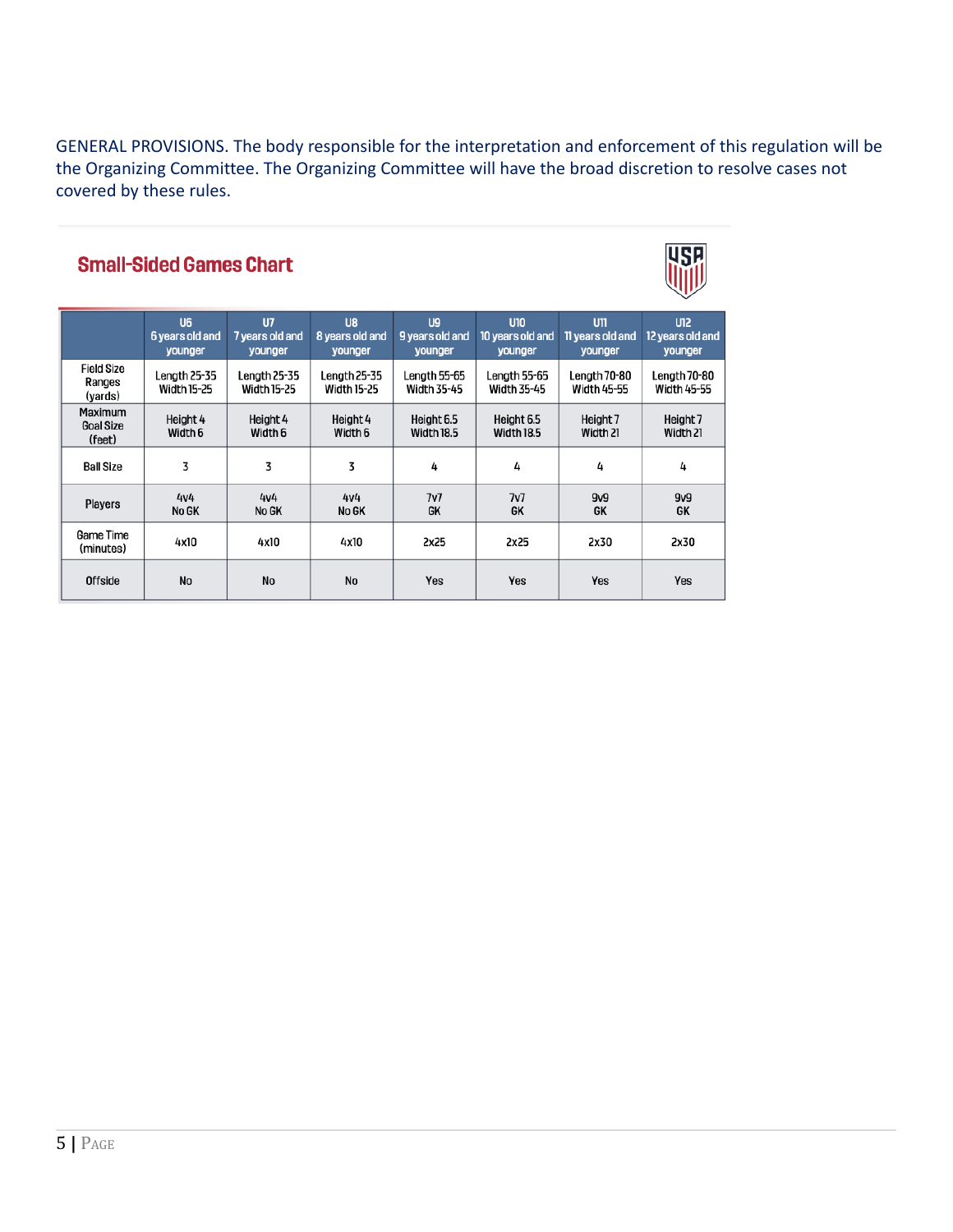GENERAL PROVISIONS. The body responsible for the interpretation and enforcement of this regulation will be the Organizing Committee. The Organizing Committee will have the broad discretion to resolve cases not covered by these rules.

## Small-Sided Games Chart

| | U6 6 years old and younger | U7 7 years old and younger | U8 8 years old and younger | U9 9 years old and younger | U10 10 years old and younger | U11 11 years old and younger | U12 12 years old and younger |
|---|---|---|---|---|---|---|---|
| Field Size Ranges (yards) | Length 25-35 Width 15-25 | Length 25-35 Width 15-25 | Length 25-35 Width 15-25 | Length 55-65 Width 35-45 | Length 55-65 Width 35-45 | Length 70-80 Width 45-55 | Length 70-80 Width 45-55 |
| Maximum Goal Size (feet) | Height 4 Width 6 | Height 4 Width 6 | Height 4 Width 6 | Height 6.5 Width 18.5 | Height 6.5 Width 18.5 | Height 7 Width 21 | Height 7 Width 21 |
| Ball Size | 3 | 3 | 3 | 4 | 4 | 4 | 4 |
| Players | 4v4 No GK | 4v4 No GK | 4v4 No GK | 7v7 GK | 7v7 GK | 9v9 GK | 9v9 GK |
| Game Time (minutes) | 4x10 | 4x10 | 4x10 | 2x25 | 2x25 | 2x30 | 2x30 |
| Offside | No | No | No | Yes | Yes | Yes | Yes |